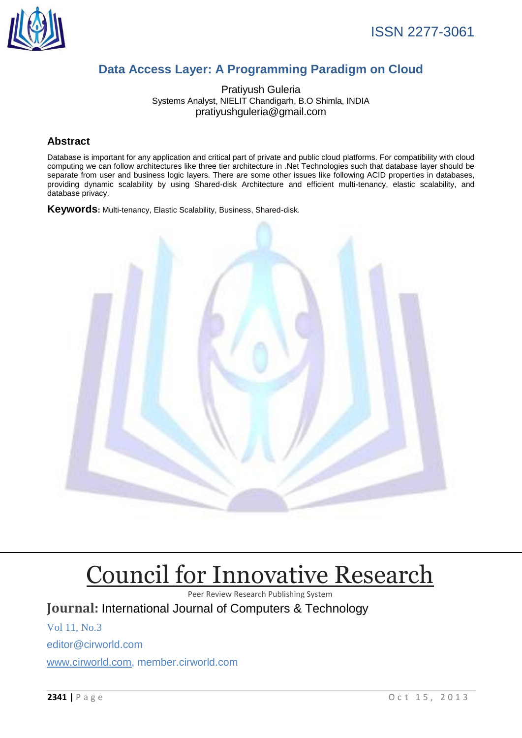ISSN 2277-3061

# Data Access Layer: A Programming Paradigm on Cloud

Pratiyush Guleria
Systems Analyst, NIELIT Chandigarh, B.O Shimla, INDIA
pratiyushguleria@gmail.com

## Abstract

Database is important for any application and critical part of private and public cloud platforms. For compatibility with cloud computing we can follow architectures like three tier architecture in .Net Technologies such that database layer should be separate from user and business logic layers. There are some other issues like following ACID properties in databases, providing dynamic scalability by using Shared-disk Architecture and efficient multi-tenancy, elastic scalability, and database privacy.

**Keywords:** Multi-tenancy, Elastic Scalability, Business, Shared-disk.

# Council for Innovative Research

Peer Review Research Publishing System

**Journal:** International Journal of Computers & Technology

Vol 11, No.3

editor@cirworld.com

www.cirworld.com, member.cirworld.com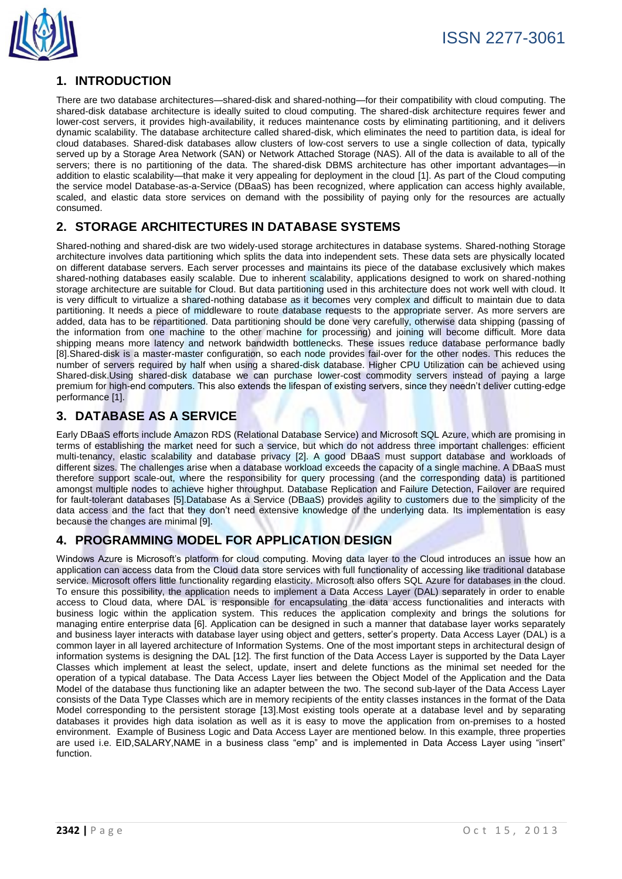## 1. INTRODUCTION

There are two database architectures—shared-disk and shared-nothing—for their compatibility with cloud computing. The shared-disk database architecture is ideally suited to cloud computing. The shared-disk architecture requires fewer and lower-cost servers, it provides high-availability, it reduces maintenance costs by eliminating partitioning, and it delivers dynamic scalability. The database architecture called shared-disk, which eliminates the need to partition data, is ideal for cloud databases. Shared-disk databases allow clusters of low-cost servers to use a single collection of data, typically served up by a Storage Area Network (SAN) or Network Attached Storage (NAS). All of the data is available to all of the servers; there is no partitioning of the data. The shared-disk DBMS architecture has other important advantages—in addition to elastic scalability—that make it very appealing for deployment in the cloud [1]. As part of the Cloud computing the service model Database-as-a-Service (DBaaS) has been recognized, where application can access highly available, scaled, and elastic data store services on demand with the possibility of paying only for the resources are actually consumed.

## 2. STORAGE ARCHITECTURES IN DATABASE SYSTEMS

Shared-nothing and shared-disk are two widely-used storage architectures in database systems. Shared-nothing Storage architecture involves data partitioning which splits the data into independent sets. These data sets are physically located on different database servers. Each server processes and maintains its piece of the database exclusively which makes shared-nothing databases easily scalable. Due to inherent scalability, applications designed to work on shared-nothing storage architecture are suitable for Cloud. But data partitioning used in this architecture does not work well with cloud. It is very difficult to virtualize a shared-nothing database as it becomes very complex and difficult to maintain due to data partitioning. It needs a piece of middleware to route database requests to the appropriate server. As more servers are added, data has to be repartitioned. Data partitioning should be done very carefully, otherwise data shipping (passing of the information from one machine to the other machine for processing) and joining will become difficult. More data shipping means more latency and network bandwidth bottlenecks. These issues reduce database performance badly [8].Shared-disk is a master-master configuration, so each node provides fail-over for the other nodes. This reduces the number of servers required by half when using a shared-disk database. Higher CPU Utilization can be achieved using Shared-disk.Using shared-disk database we can purchase lower-cost commodity servers instead of paying a large premium for high-end computers. This also extends the lifespan of existing servers, since they needn't deliver cutting-edge performance [1].

## 3. DATABASE AS A SERVICE

Early DBaaS efforts include Amazon RDS (Relational Database Service) and Microsoft SQL Azure, which are promising in terms of establishing the market need for such a service, but which do not address three important challenges: efficient multi-tenancy, elastic scalability and database privacy [2]. A good DBaaS must support database and workloads of different sizes. The challenges arise when a database workload exceeds the capacity of a single machine. A DBaaS must therefore support scale-out, where the responsibility for query processing (and the corresponding data) is partitioned amongst multiple nodes to achieve higher throughput. Database Replication and Failure Detection, Failover are required for fault-tolerant databases [5].Database As a Service (DBaaS) provides agility to customers due to the simplicity of the data access and the fact that they don't need extensive knowledge of the underlying data. Its implementation is easy because the changes are minimal [9].

## 4. PROGRAMMING MODEL FOR APPLICATION DESIGN

Windows Azure is Microsoft's platform for cloud computing. Moving data layer to the Cloud introduces an issue how an application can access data from the Cloud data store services with full functionality of accessing like traditional database service. Microsoft offers little functionality regarding elasticity. Microsoft also offers SQL Azure for databases in the cloud. To ensure this possibility, the application needs to implement a Data Access Layer (DAL) separately in order to enable access to Cloud data, where DAL is responsible for encapsulating the data access functionalities and interacts with business logic within the application system. This reduces the application complexity and brings the solutions for managing entire enterprise data [6]. Application can be designed in such a manner that database layer works separately and business layer interacts with database layer using object and getters, setter's property. Data Access Layer (DAL) is a common layer in all layered architecture of Information Systems. One of the most important steps in architectural design of information systems is designing the DAL [12]. The first function of the Data Access Layer is supported by the Data Layer Classes which implement at least the select, update, insert and delete functions as the minimal set needed for the operation of a typical database. The Data Access Layer lies between the Object Model of the Application and the Data Model of the database thus functioning like an adapter between the two. The second sub-layer of the Data Access Layer consists of the Data Type Classes which are in memory recipients of the entity classes instances in the format of the Data Model corresponding to the persistent storage [13].Most existing tools operate at a database level and by separating databases it provides high data isolation as well as it is easy to move the application from on-premises to a hosted environment. Example of Business Logic and Data Access Layer are mentioned below. In this example, three properties are used i.e. EID,SALARY,NAME in a business class "emp" and is implemented in Data Access Layer using "insert" function.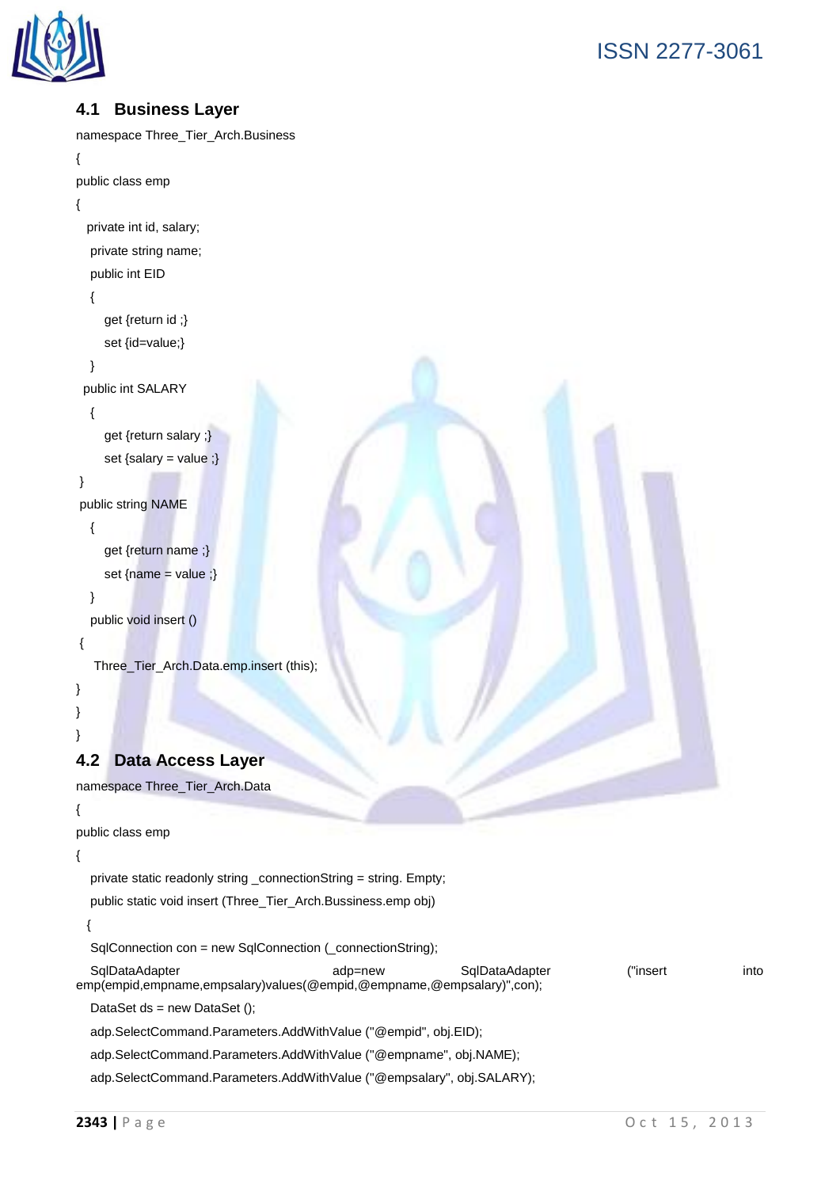### 4.1 Business Layer

```
namespace Three_Tier_Arch.Business
{
public class emp
{
  private int id, salary;
   private string name;
   public int EID
   {
      get {return id ;}
      set {id=value;}
   }
 public int SALARY
   {
      get {return salary ;}
      set {salary = value ;}
 }
 public string NAME
   {
      get {return name ;}
      set {name = value ;}
   }
   public void insert ()
 {
    Three_Tier_Arch.Data.emp.insert (this);
}
}
}
```

### 4.2 Data Access Layer

```
namespace Three_Tier_Arch.Data
{
public class emp
{
   private static readonly string _connectionString = string. Empty;
   public static void insert (Three_Tier_Arch.Bussiness.emp obj)
  {
   SqlConnection con = new SqlConnection (_connectionString);
   SqlDataAdapter adp=new SqlDataAdapter ("insert into emp(empid,empname,empsalary)values(@empid,@empname,@empsalary)",con);
   DataSet ds = new DataSet ();
   adp.SelectCommand.Parameters.AddWithValue ("@empid", obj.EID);
   adp.SelectCommand.Parameters.AddWithValue ("@empname", obj.NAME);
   adp.SelectCommand.Parameters.AddWithValue ("@empsalary", obj.SALARY);
```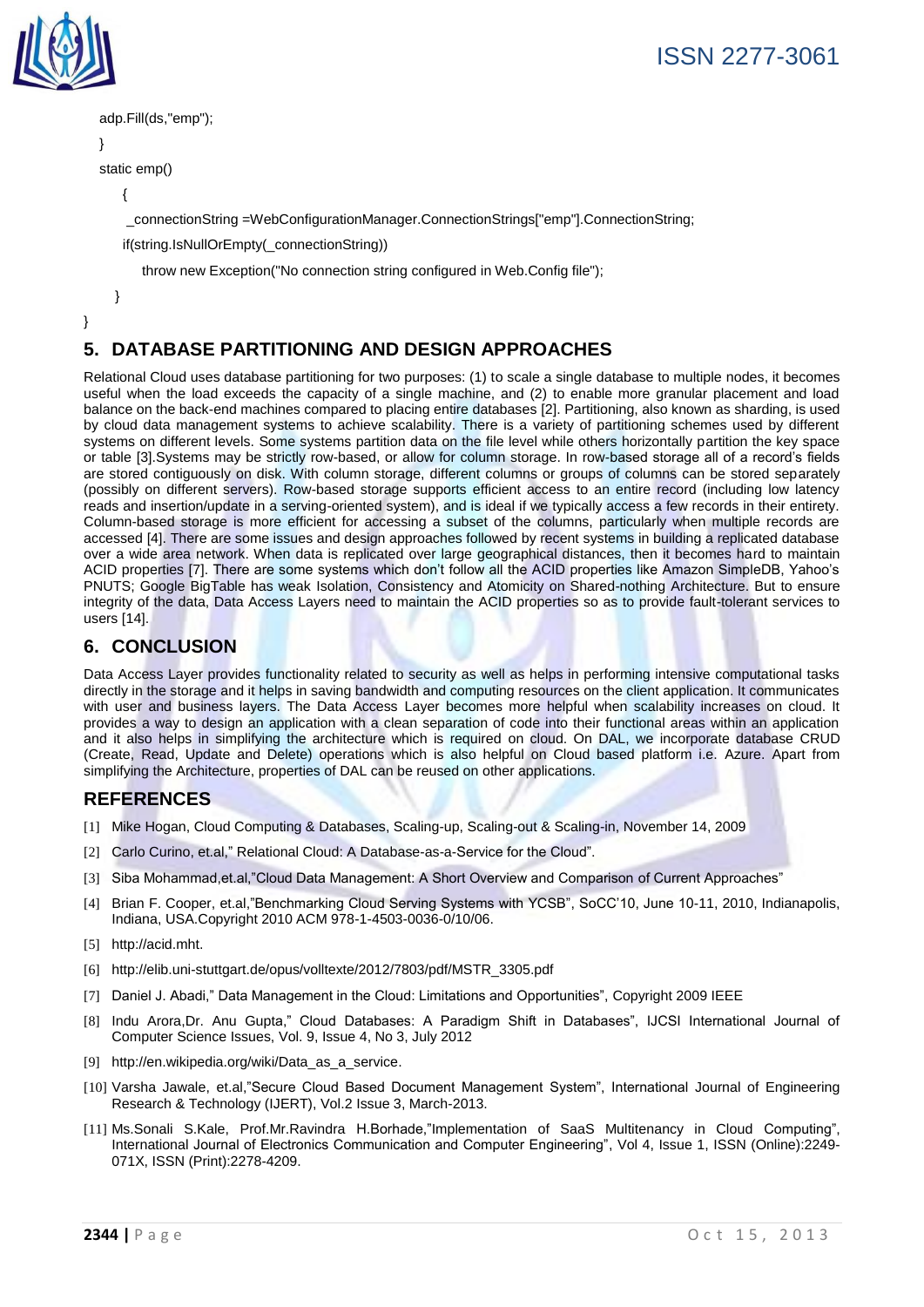```
adp.Fill(ds,"emp");
}
static emp()
    {
     _connectionString =WebConfigurationManager.ConnectionStrings["emp"].ConnectionString;
    if(string.IsNullOrEmpty(_connectionString))
        throw new Exception("No connection string configured in Web.Config file");
    }
}
```

## 5. DATABASE PARTITIONING AND DESIGN APPROACHES

Relational Cloud uses database partitioning for two purposes: (1) to scale a single database to multiple nodes, it becomes useful when the load exceeds the capacity of a single machine, and (2) to enable more granular placement and load balance on the back-end machines compared to placing entire databases [2]. Partitioning, also known as sharding, is used by cloud data management systems to achieve scalability. There is a variety of partitioning schemes used by different systems on different levels. Some systems partition data on the file level while others horizontally partition the key space or table [3].Systems may be strictly row-based, or allow for column storage. In row-based storage all of a record's fields are stored contiguously on disk. With column storage, different columns or groups of columns can be stored separately (possibly on different servers). Row-based storage supports efficient access to an entire record (including low latency reads and insertion/update in a serving-oriented system), and is ideal if we typically access a few records in their entirety. Column-based storage is more efficient for accessing a subset of the columns, particularly when multiple records are accessed [4]. There are some issues and design approaches followed by recent systems in building a replicated database over a wide area network. When data is replicated over large geographical distances, then it becomes hard to maintain ACID properties [7]. There are some systems which don't follow all the ACID properties like Amazon SimpleDB, Yahoo's PNUTS; Google BigTable has weak Isolation, Consistency and Atomicity on Shared-nothing Architecture. But to ensure integrity of the data, Data Access Layers need to maintain the ACID properties so as to provide fault-tolerant services to users [14].

## 6. CONCLUSION

Data Access Layer provides functionality related to security as well as helps in performing intensive computational tasks directly in the storage and it helps in saving bandwidth and computing resources on the client application. It communicates with user and business layers. The Data Access Layer becomes more helpful when scalability increases on cloud. It provides a way to design an application with a clean separation of code into their functional areas within an application and it also helps in simplifying the architecture which is required on cloud. On DAL, we incorporate database CRUD (Create, Read, Update and Delete) operations which is also helpful on Cloud based platform i.e. Azure. Apart from simplifying the Architecture, properties of DAL can be reused on other applications.

## REFERENCES

[1] Mike Hogan, Cloud Computing & Databases, Scaling-up, Scaling-out & Scaling-in, November 14, 2009

[2] Carlo Curino, et.al," Relational Cloud: A Database-as-a-Service for the Cloud".

[3] Siba Mohammad,et.al,"Cloud Data Management: A Short Overview and Comparison of Current Approaches"

[4] Brian F. Cooper, et.al,"Benchmarking Cloud Serving Systems with YCSB", SoCC'10, June 10-11, 2010, Indianapolis, Indiana, USA.Copyright 2010 ACM 978-1-4503-0036-0/10/06.

[5] http://acid.mht.

[6] http://elib.uni-stuttgart.de/opus/volltexte/2012/7803/pdf/MSTR_3305.pdf

[7] Daniel J. Abadi," Data Management in the Cloud: Limitations and Opportunities", Copyright 2009 IEEE

[8] Indu Arora,Dr. Anu Gupta," Cloud Databases: A Paradigm Shift in Databases", IJCSI International Journal of Computer Science Issues, Vol. 9, Issue 4, No 3, July 2012

[9] http://en.wikipedia.org/wiki/Data_as_a_service.

[10] Varsha Jawale, et.al,"Secure Cloud Based Document Management System", International Journal of Engineering Research & Technology (IJERT), Vol.2 Issue 3, March-2013.

[11] Ms.Sonali S.Kale, Prof.Mr.Ravindra H.Borhade,"Implementation of SaaS Multitenancy in Cloud Computing", International Journal of Electronics Communication and Computer Engineering", Vol 4, Issue 1, ISSN (Online):2249-071X, ISSN (Print):2278-4209.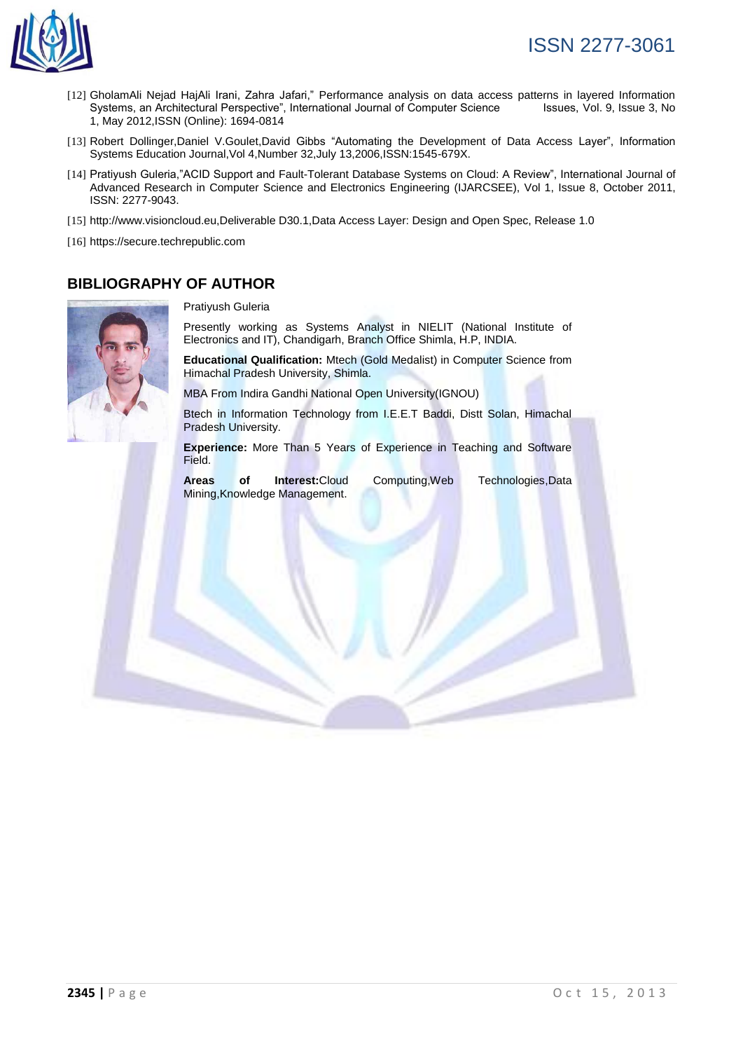[12] GholamAli Nejad HajAli Irani, Zahra Jafari," Performance analysis on data access patterns in layered Information Systems, an Architectural Perspective", International Journal of Computer Science Issues, Vol. 9, Issue 3, No 1, May 2012,ISSN (Online): 1694-0814

[13] Robert Dollinger,Daniel V.Goulet,David Gibbs "Automating the Development of Data Access Layer", Information Systems Education Journal,Vol 4,Number 32,July 13,2006,ISSN:1545-679X.

[14] Pratiyush Guleria,"ACID Support and Fault-Tolerant Database Systems on Cloud: A Review", International Journal of Advanced Research in Computer Science and Electronics Engineering (IJARCSEE), Vol 1, Issue 8, October 2011, ISSN: 2277-9043.

[15] http://www.visioncloud.eu,Deliverable D30.1,Data Access Layer: Design and Open Spec, Release 1.0

[16] https://secure.techrepublic.com

## BIBLIOGRAPHY OF AUTHOR

Pratiyush Guleria

Presently working as Systems Analyst in NIELIT (National Institute of Electronics and IT), Chandigarh, Branch Office Shimla, H.P, INDIA.

**Educational Qualification:** Mtech (Gold Medalist) in Computer Science from Himachal Pradesh University, Shimla.

MBA From Indira Gandhi National Open University(IGNOU)

Btech in Information Technology from I.E.E.T Baddi, Distt Solan, Himachal Pradesh University.

**Experience:** More Than 5 Years of Experience in Teaching and Software Field.

**Areas of Interest:**Cloud Computing,Web Technologies,Data Mining,Knowledge Management.